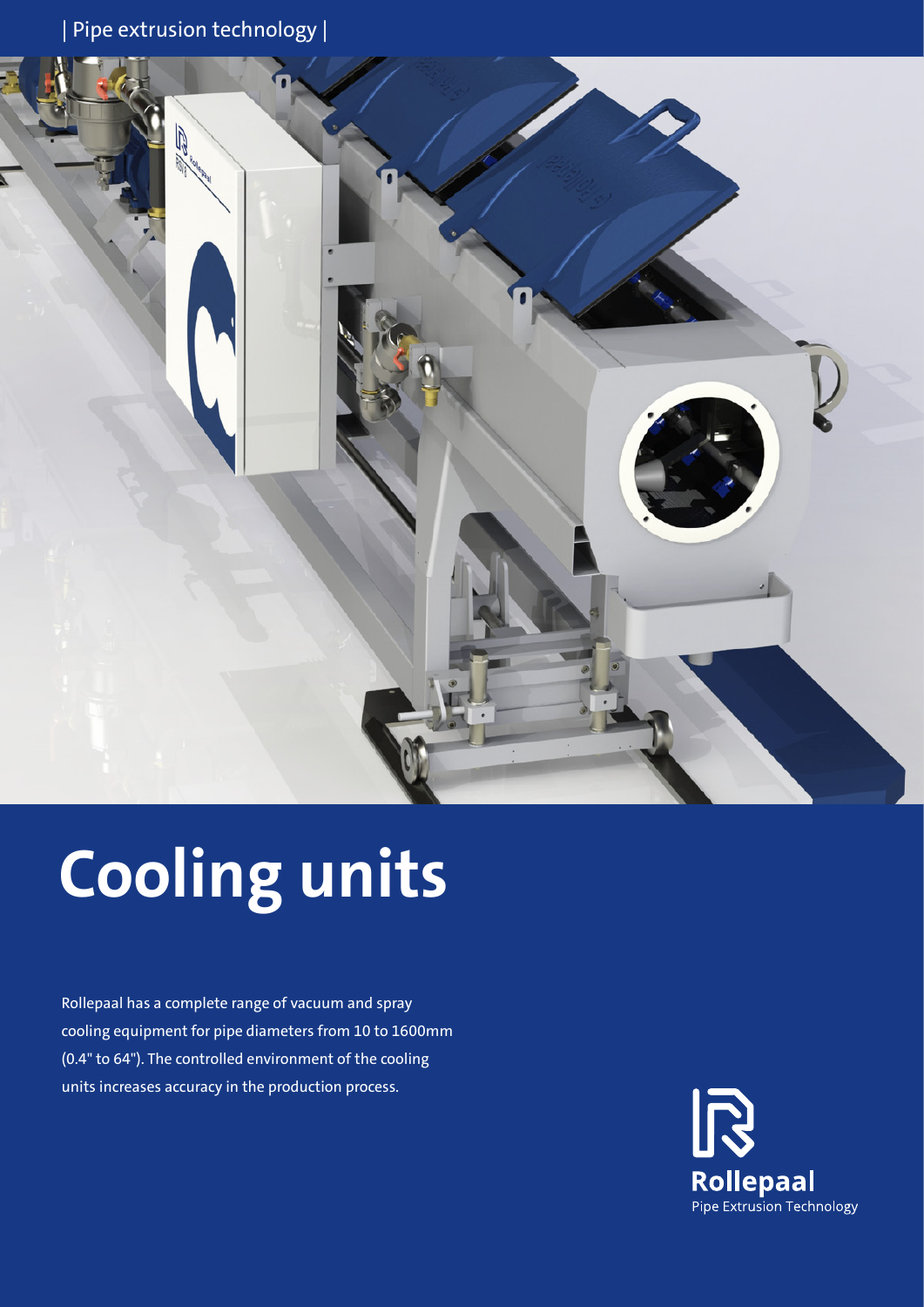| Pipe extrusion technology |

# Cooling units

Rollepaal has a complete range of vacuum and spray cooling equipment for pipe diameters from 10 to 1600mm (0.4" to 64"). The controlled environment of the cooling units increases accuracy in the production process.

**Rollepaal**
Pipe Extrusion Technology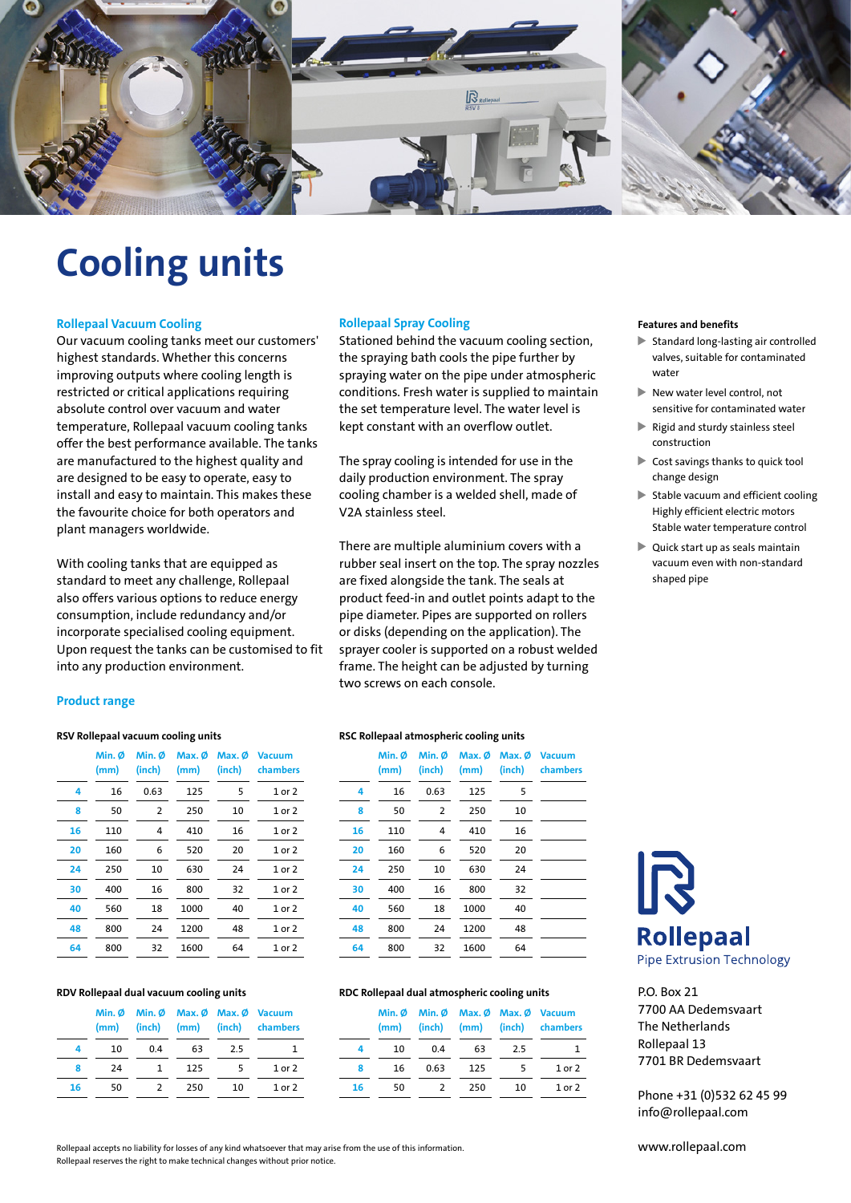# Cooling units

## Rollepaal Vacuum Cooling

Our vacuum cooling tanks meet our customers' highest standards. Whether this concerns improving outputs where cooling length is restricted or critical applications requiring absolute control over vacuum and water temperature, Rollepaal vacuum cooling tanks offer the best performance available. The tanks are manufactured to the highest quality and are designed to be easy to operate, easy to install and easy to maintain. This makes these the favourite choice for both operators and plant managers worldwide.

With cooling tanks that are equipped as standard to meet any challenge, Rollepaal also offers various options to reduce energy consumption, include redundancy and/or incorporate specialised cooling equipment. Upon request the tanks can be customised to fit into any production environment.

## Rollepaal Spray Cooling

Stationed behind the vacuum cooling section, the spraying bath cools the pipe further by spraying water on the pipe under atmospheric conditions. Fresh water is supplied to maintain the set temperature level. The water level is kept constant with an overflow outlet.

The spray cooling is intended for use in the daily production environment. The spray cooling chamber is a welded shell, made of V2A stainless steel.

There are multiple aluminium covers with a rubber seal insert on the top. The spray nozzles are fixed alongside the tank. The seals at product feed-in and outlet points adapt to the pipe diameter. Pipes are supported on rollers or disks (depending on the application). The sprayer cooler is supported on a robust welded frame. The height can be adjusted by turning two screws on each console.

### Features and benefits

- Standard long-lasting air controlled valves, suitable for contaminated water
- New water level control, not sensitive for contaminated water
- Rigid and sturdy stainless steel construction
- Cost savings thanks to quick tool change design
- Stable vacuum and efficient cooling
  Highly efficient electric motors
  Stable water temperature control
- Quick start up as seals maintain vacuum even with non-standard shaped pipe

## Product range

**RSV Rollepaal vacuum cooling units**

| | Min. Ø (mm) | Min. Ø (inch) | Max. Ø (mm) | Max. Ø (inch) | Vacuum chambers |
|---|---|---|---|---|---|
| 4 | 16 | 0.63 | 125 | 5 | 1 or 2 |
| 8 | 50 | 2 | 250 | 10 | 1 or 2 |
| 16 | 110 | 4 | 410 | 16 | 1 or 2 |
| 20 | 160 | 6 | 520 | 20 | 1 or 2 |
| 24 | 250 | 10 | 630 | 24 | 1 or 2 |
| 30 | 400 | 16 | 800 | 32 | 1 or 2 |
| 40 | 560 | 18 | 1000 | 40 | 1 or 2 |
| 48 | 800 | 24 | 1200 | 48 | 1 or 2 |
| 64 | 800 | 32 | 1600 | 64 | 1 or 2 |

**RSC Rollepaal atmospheric cooling units**

| | Min. Ø (mm) | Min. Ø (inch) | Max. Ø (mm) | Max. Ø (inch) | Vacuum chambers |
|---|---|---|---|---|---|
| 4 | 16 | 0.63 | 125 | 5 | |
| 8 | 50 | 2 | 250 | 10 | |
| 16 | 110 | 4 | 410 | 16 | |
| 20 | 160 | 6 | 520 | 20 | |
| 24 | 250 | 10 | 630 | 24 | |
| 30 | 400 | 16 | 800 | 32 | |
| 40 | 560 | 18 | 1000 | 40 | |
| 48 | 800 | 24 | 1200 | 48 | |
| 64 | 800 | 32 | 1600 | 64 | |

**RDV Rollepaal dual vacuum cooling units**

| | Min. Ø (mm) | Min. Ø (inch) | Max. Ø (mm) | Max. Ø (inch) | Vacuum chambers |
|---|---|---|---|---|---|
| 4 | 10 | 0.4 | 63 | 2.5 | 1 |
| 8 | 24 | 1 | 125 | 5 | 1 or 2 |
| 16 | 50 | 2 | 250 | 10 | 1 or 2 |

**RDC Rollepaal dual atmospheric cooling units**

| | Min. Ø (mm) | Min. Ø (inch) | Max. Ø (mm) | Max. Ø (inch) | Vacuum chambers |
|---|---|---|---|---|---|
| 4 | 10 | 0.4 | 63 | 2.5 | 1 |
| 8 | 16 | 0.63 | 125 | 5 | 1 or 2 |
| 16 | 50 | 2 | 250 | 10 | 1 or 2 |

Rollepaal
Pipe Extrusion Technology

P.O. Box 21
7700 AA Dedemsvaart
The Netherlands
Rollepaal 13
7701 BR Dedemsvaart

Phone +31 (0)532 62 45 99
info@rollepaal.com

www.rollepaal.com

Rollepaal accepts no liability for losses of any kind whatsoever that may arise from the use of this information.
Rollepaal reserves the right to make technical changes without prior notice.